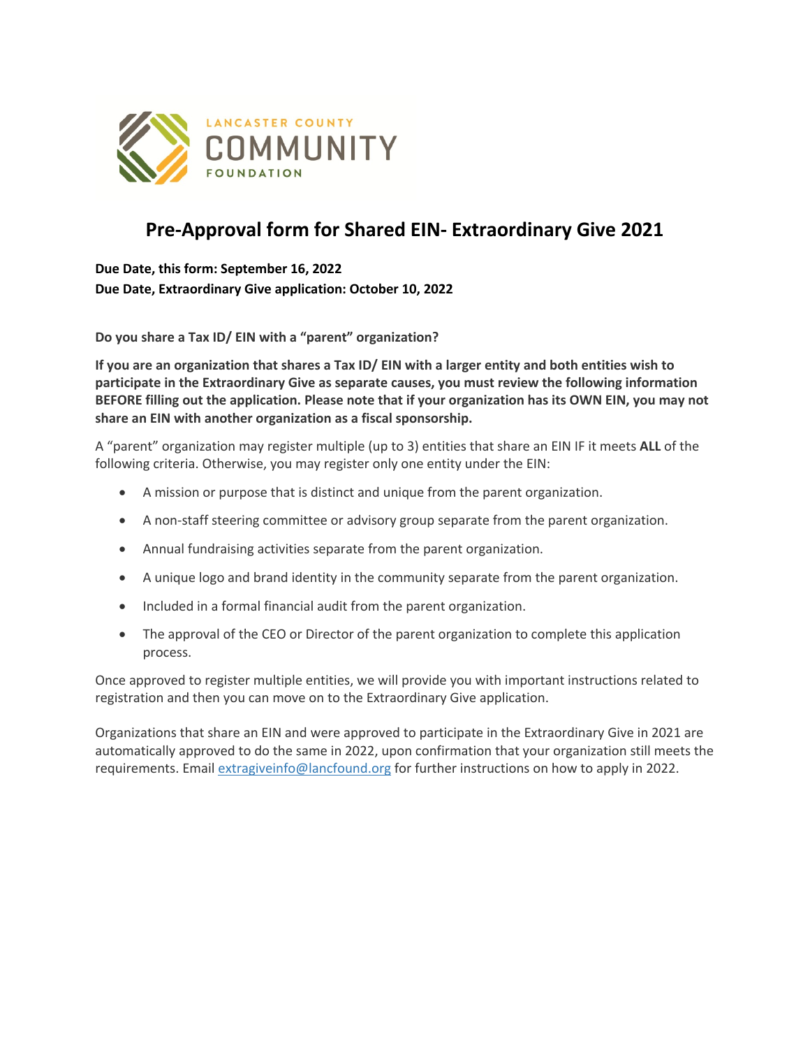LANCASTER COUNTY COMMUNITY FOUNDATION

# Pre-Approval form for Shared EIN- Extraordinary Give 2021

**Due Date, this form: September 16, 2022**
**Due Date, Extraordinary Give application: October 10, 2022**

**Do you share a Tax ID/ EIN with a "parent" organization?**

**If you are an organization that shares a Tax ID/ EIN with a larger entity and both entities wish to participate in the Extraordinary Give as separate causes, you must review the following information BEFORE filling out the application. Please note that if your organization has its OWN EIN, you may not share an EIN with another organization as a fiscal sponsorship.**

A "parent" organization may register multiple (up to 3) entities that share an EIN IF it meets **ALL** of the following criteria. Otherwise, you may register only one entity under the EIN:

- A mission or purpose that is distinct and unique from the parent organization.
- A non-staff steering committee or advisory group separate from the parent organization.
- Annual fundraising activities separate from the parent organization.
- A unique logo and brand identity in the community separate from the parent organization.
- Included in a formal financial audit from the parent organization.
- The approval of the CEO or Director of the parent organization to complete this application process.

Once approved to register multiple entities, we will provide you with important instructions related to registration and then you can move on to the Extraordinary Give application.

Organizations that share an EIN and were approved to participate in the Extraordinary Give in 2021 are automatically approved to do the same in 2022, upon confirmation that your organization still meets the requirements. Email extragiveinfo@lancfound.org for further instructions on how to apply in 2022.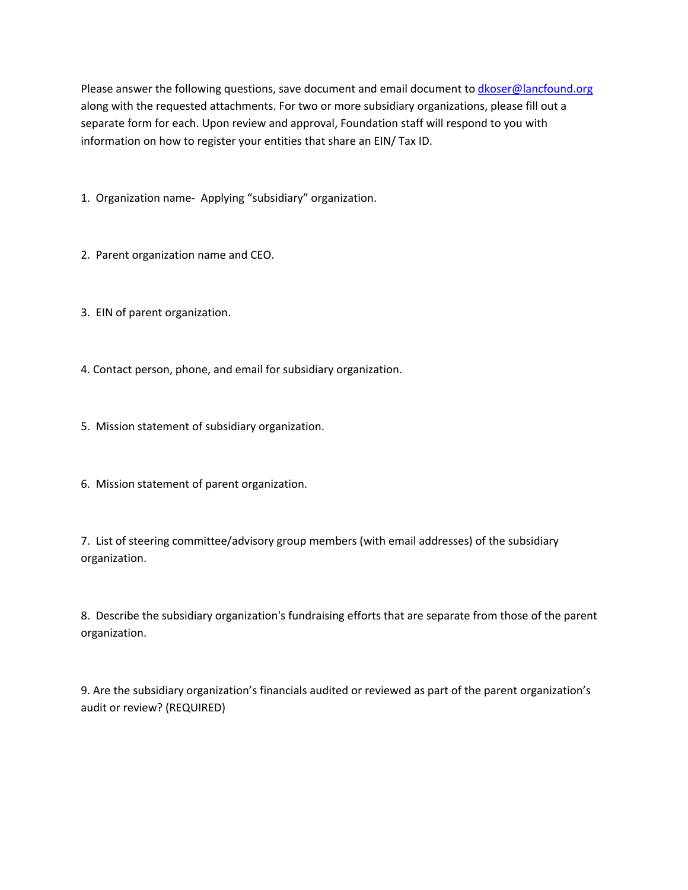Please answer the following questions, save document and email document to dkoser@lancfound.org along with the requested attachments. For two or more subsidiary organizations, please fill out a separate form for each. Upon review and approval, Foundation staff will respond to you with information on how to register your entities that share an EIN/ Tax ID.

1. Organization name- Applying "subsidiary" organization.

2. Parent organization name and CEO.

3. EIN of parent organization.

4. Contact person, phone, and email for subsidiary organization.

5. Mission statement of subsidiary organization.

6. Mission statement of parent organization.

7. List of steering committee/advisory group members (with email addresses) of the subsidiary organization.

8. Describe the subsidiary organization's fundraising efforts that are separate from those of the parent organization.

9. Are the subsidiary organization's financials audited or reviewed as part of the parent organization's audit or review? (REQUIRED)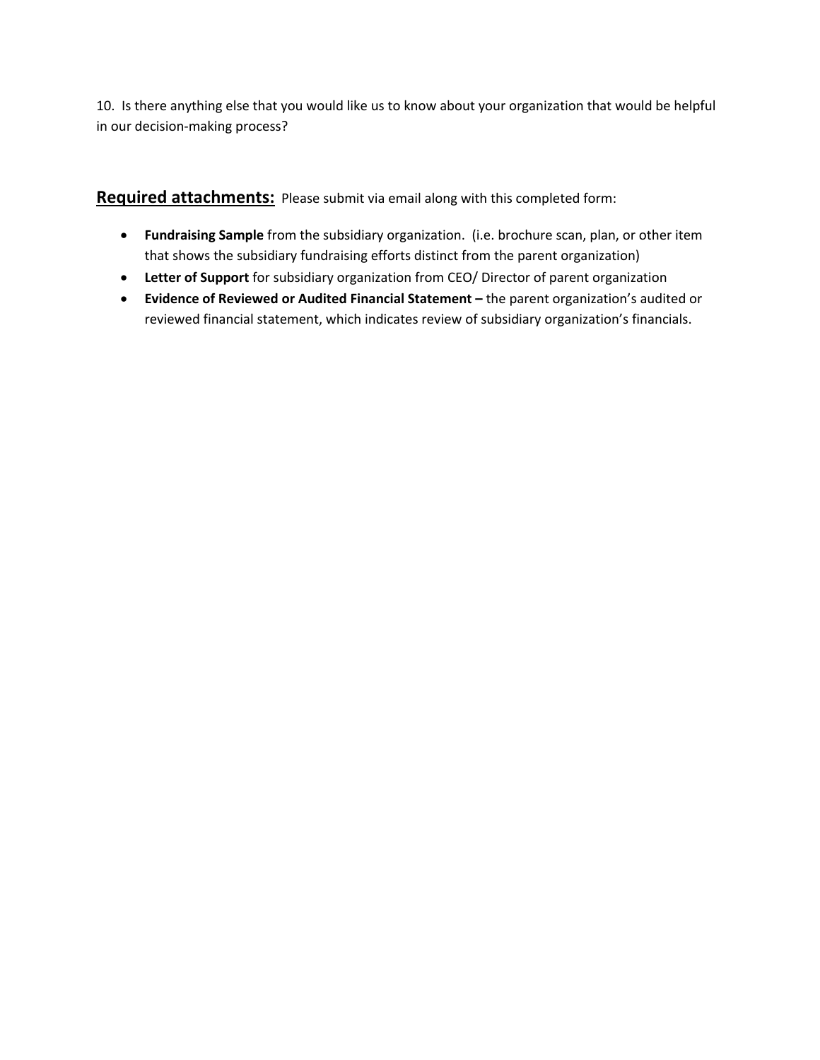10. Is there anything else that you would like us to know about your organization that would be helpful in our decision-making process?

**Required attachments:** Please submit via email along with this completed form:

- **Fundraising Sample** from the subsidiary organization. (i.e. brochure scan, plan, or other item that shows the subsidiary fundraising efforts distinct from the parent organization)
- **Letter of Support** for subsidiary organization from CEO/ Director of parent organization
- **Evidence of Reviewed or Audited Financial Statement –** the parent organization's audited or reviewed financial statement, which indicates review of subsidiary organization's financials.